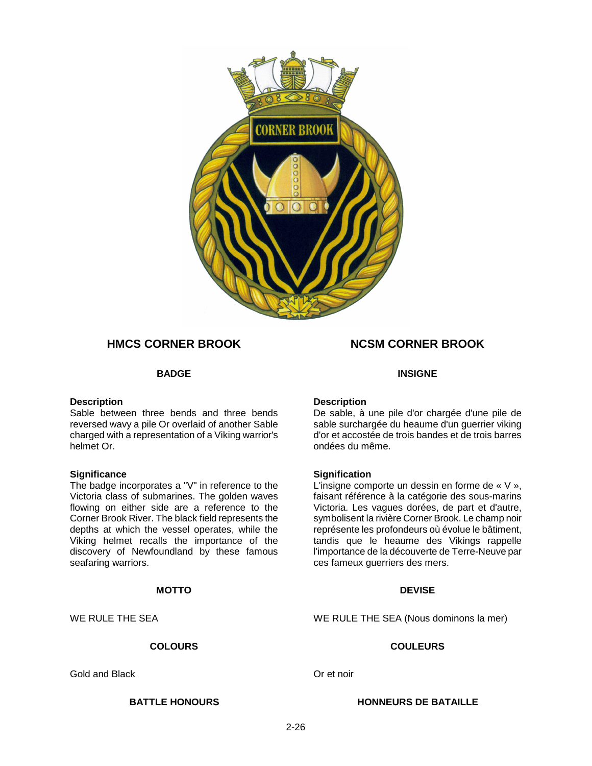# HMCS CORNER BROOK

## BADGE

**Description**
Sable between three bends and three bends reversed wavy a pile Or overlaid of another Sable charged with a representation of a Viking warrior's helmet Or.

**Significance**
The badge incorporates a "V" in reference to the Victoria class of submarines. The golden waves flowing on either side are a reference to the Corner Brook River. The black field represents the depths at which the vessel operates, while the Viking helmet recalls the importance of the discovery of Newfoundland by these famous seafaring warriors.

## MOTTO

WE RULE THE SEA

## COLOURS

Gold and Black

## BATTLE HONOURS

# NCSM CORNER BROOK

## INSIGNE

**Description**
De sable, à une pile d'or chargée d'une pile de sable surchargée du heaume d'un guerrier viking d'or et accostée de trois bandes et de trois barres ondées du même.

**Signification**
L'insigne comporte un dessin en forme de « V », faisant référence à la catégorie des sous-marins Victoria. Les vagues dorées, de part et d'autre, symbolisent la rivière Corner Brook. Le champ noir représente les profondeurs où évolue le bâtiment, tandis que le heaume des Vikings rappelle l'importance de la découverte de Terre-Neuve par ces fameux guerriers des mers.

## DEVISE

WE RULE THE SEA (Nous dominons la mer)

## COULEURS

Or et noir

## HONNEURS DE BATAILLE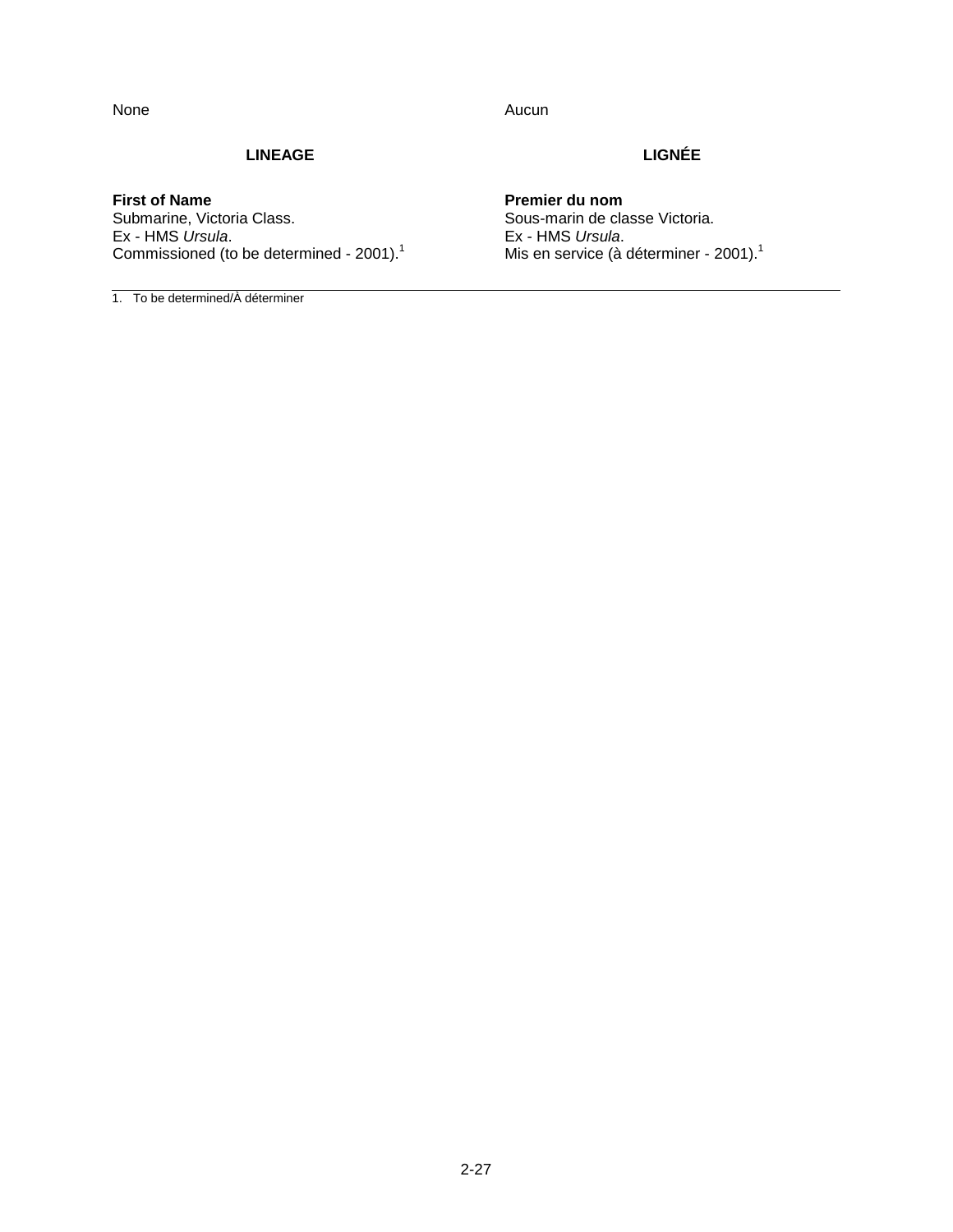None

Aucun

## LINEAGE

## LIGNÉE

**First of Name**
Submarine, Victoria Class.
Ex - HMS *Ursula*.
Commissioned (to be determined - 2001).[1]

**Premier du nom**
Sous-marin de classe Victoria.
Ex - HMS *Ursula*.
Mis en service (à déterminer - 2001).[1]

---

1. To be determined/À déterminer